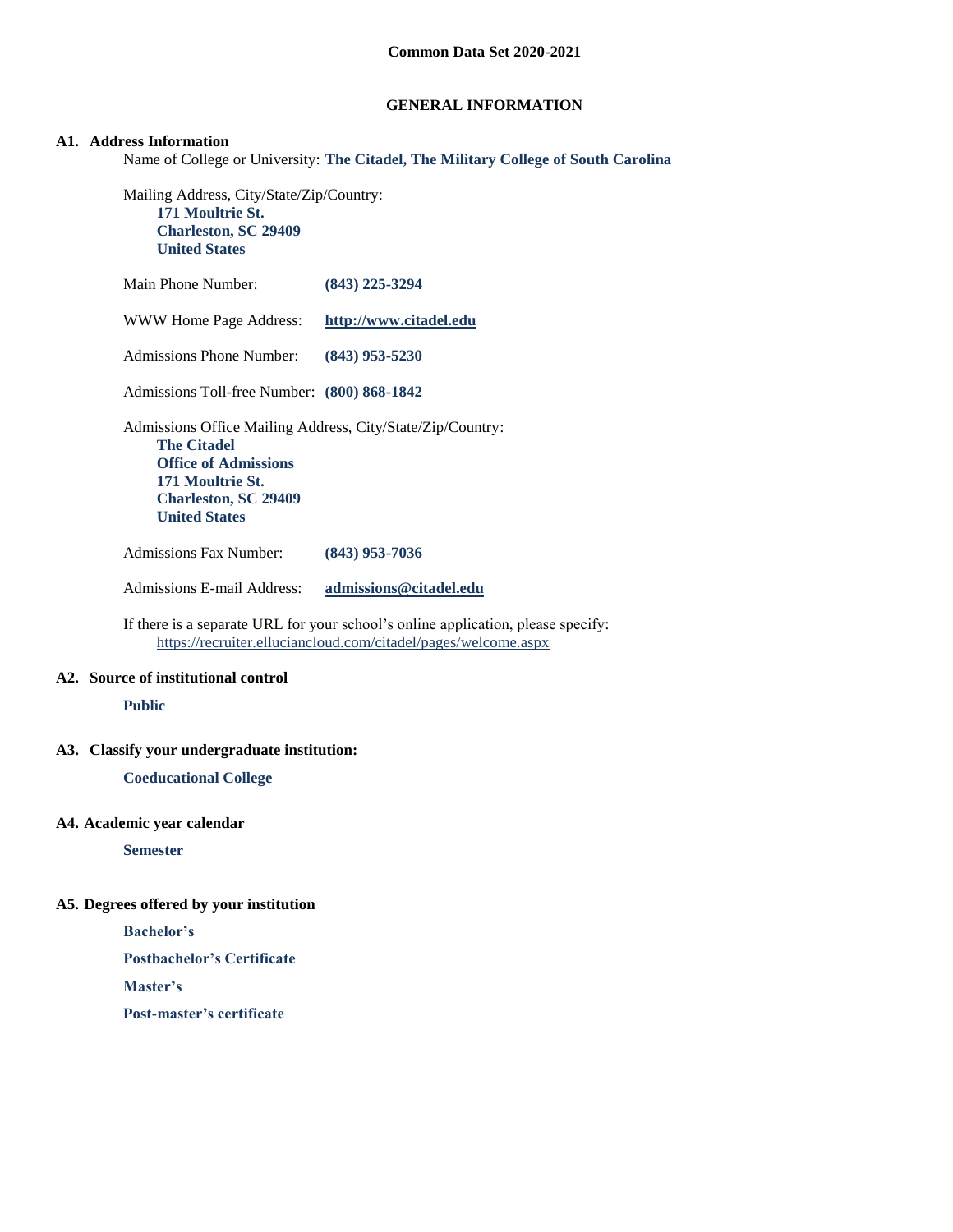# Common Data Set 2020-2021

## GENERAL INFORMATION

### A1. Address Information

Name of College or University: **The Citadel, The Military College of South Carolina**

Mailing Address, City/State/Zip/Country:
**171 Moultrie St.**
**Charleston, SC 29409**
**United States**

Main Phone Number: **(843) 225-3294**

WWW Home Page Address: **http://www.citadel.edu**

Admissions Phone Number: **(843) 953-5230**

Admissions Toll-free Number: **(800) 868-1842**

Admissions Office Mailing Address, City/State/Zip/Country:
**The Citadel**
**Office of Admissions**
**171 Moultrie St.**
**Charleston, SC 29409**
**United States**

Admissions Fax Number: **(843) 953-7036**

Admissions E-mail Address: **admissions@citadel.edu**

If there is a separate URL for your school's online application, please specify:
https://recruiter.elluciancloud.com/citadel/pages/welcome.aspx

### A2. Source of institutional control

**Public**

### A3. Classify your undergraduate institution:

**Coeducational College**

### A4. Academic year calendar

**Semester**

### A5. Degrees offered by your institution

**Bachelor's**

**Postbachelor's Certificate**

**Master's**

**Post-master's certificate**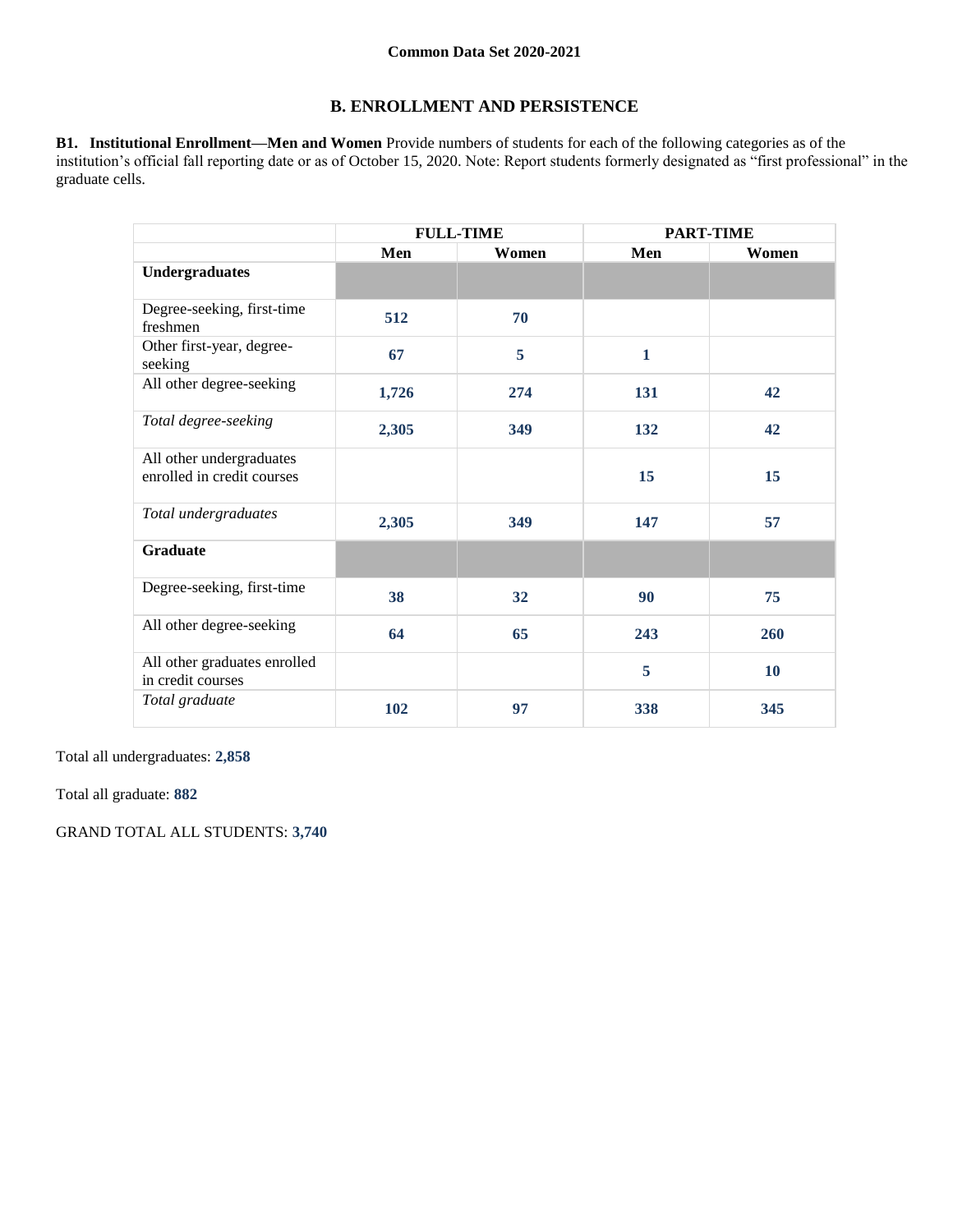Common Data Set 2020-2021

## B. ENROLLMENT AND PERSISTENCE

**B1. Institutional Enrollment—Men and Women** Provide numbers of students for each of the following categories as of the institution's official fall reporting date or as of October 15, 2020. Note: Report students formerly designated as "first professional" in the graduate cells.

| | FULL-TIME | | PART-TIME | |
|---|---|---|---|---|
| | **Men** | **Women** | **Men** | **Women** |
| **Undergraduates** | | | | |
| Degree-seeking, first-time freshmen | 512 | 70 | | |
| Other first-year, degree-seeking | 67 | 5 | 1 | |
| All other degree-seeking | 1,726 | 274 | 131 | 42 |
| *Total degree-seeking* | 2,305 | 349 | 132 | 42 |
| All other undergraduates enrolled in credit courses | | | 15 | 15 |
| *Total undergraduates* | 2,305 | 349 | 147 | 57 |
| **Graduate** | | | | |
| Degree-seeking, first-time | 38 | 32 | 90 | 75 |
| All other degree-seeking | 64 | 65 | 243 | 260 |
| All other graduates enrolled in credit courses | | | 5 | 10 |
| *Total graduate* | 102 | 97 | 338 | 345 |

Total all undergraduates: **2,858**

Total all graduate: **882**

GRAND TOTAL ALL STUDENTS: **3,740**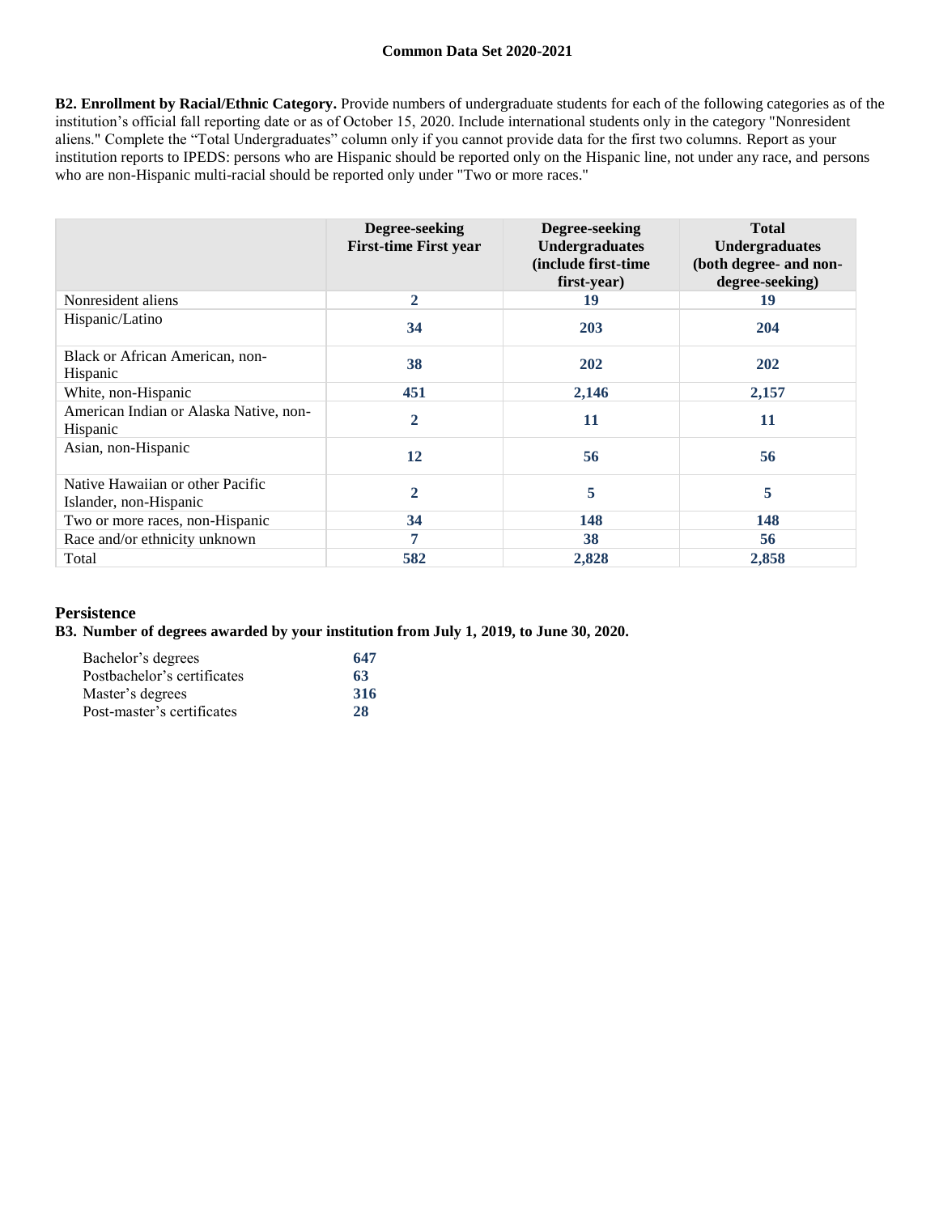**B2. Enrollment by Racial/Ethnic Category.** Provide numbers of undergraduate students for each of the following categories as of the institution's official fall reporting date or as of October 15, 2020. Include international students only in the category "Nonresident aliens." Complete the "Total Undergraduates" column only if you cannot provide data for the first two columns. Report as your institution reports to IPEDS: persons who are Hispanic should be reported only on the Hispanic line, not under any race, and persons who are non-Hispanic multi-racial should be reported only under "Two or more races."

| | Degree-seeking First-time First year | Degree-seeking Undergraduates (include first-time first-year) | Total Undergraduates (both degree- and non-degree-seeking) |
|---|---|---|---|
| Nonresident aliens | **2** | **19** | **19** |
| Hispanic/Latino | **34** | **203** | **204** |
| Black or African American, non-Hispanic | **38** | **202** | **202** |
| White, non-Hispanic | **451** | **2,146** | **2,157** |
| American Indian or Alaska Native, non-Hispanic | **2** | **11** | **11** |
| Asian, non-Hispanic | **12** | **56** | **56** |
| Native Hawaiian or other Pacific Islander, non-Hispanic | **2** | **5** | **5** |
| Two or more races, non-Hispanic | **34** | **148** | **148** |
| Race and/or ethnicity unknown | **7** | **38** | **56** |
| Total | **582** | **2,828** | **2,858** |

## Persistence

**B3. Number of degrees awarded by your institution from July 1, 2019, to June 30, 2020.**

| | |
|---|---|
| Bachelor's degrees | **647** |
| Postbachelor's certificates | **63** |
| Master's degrees | **316** |
| Post-master's certificates | **28** |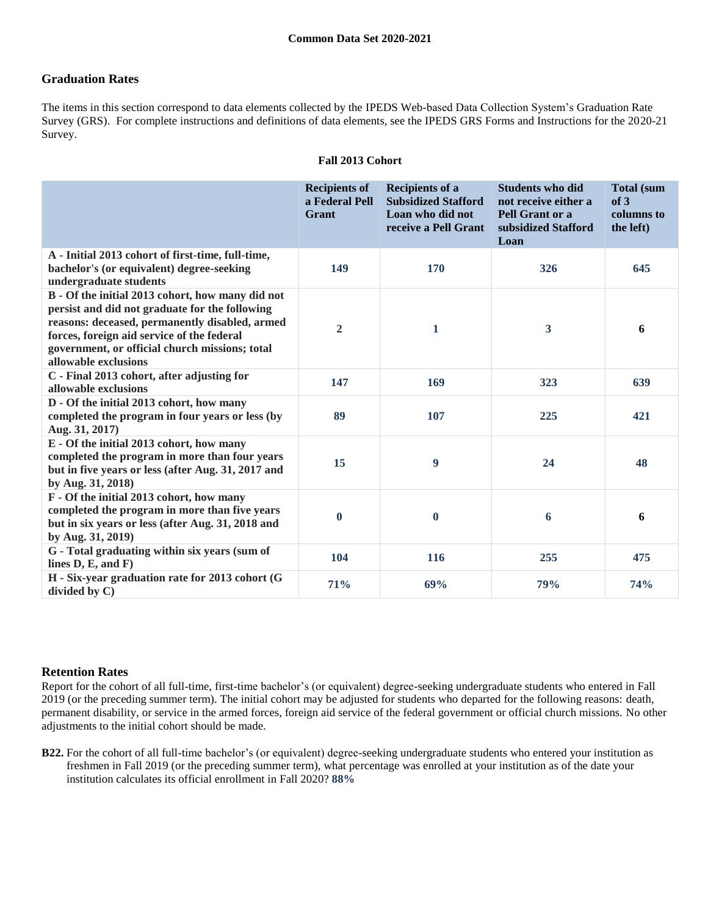## Graduation Rates

The items in this section correspond to data elements collected by the IPEDS Web-based Data Collection System's Graduation Rate Survey (GRS). For complete instructions and definitions of data elements, see the IPEDS GRS Forms and Instructions for the 2020-21 Survey.

### Fall 2013 Cohort

| | Recipients of a Federal Pell Grant | Recipients of a Subsidized Stafford Loan who did not receive a Pell Grant | Students who did not receive either a Pell Grant or a subsidized Stafford Loan | Total (sum of 3 columns to the left) |
|---|---|---|---|---|
| A - Initial 2013 cohort of first-time, full-time, bachelor's (or equivalent) degree-seeking undergraduate students | 149 | 170 | 326 | 645 |
| B - Of the initial 2013 cohort, how many did not persist and did not graduate for the following reasons: deceased, permanently disabled, armed forces, foreign aid service of the federal government, or official church missions; total allowable exclusions | 2 | 1 | 3 | 6 |
| C - Final 2013 cohort, after adjusting for allowable exclusions | 147 | 169 | 323 | 639 |
| D - Of the initial 2013 cohort, how many completed the program in four years or less (by Aug. 31, 2017) | 89 | 107 | 225 | 421 |
| E - Of the initial 2013 cohort, how many completed the program in more than four years but in five years or less (after Aug. 31, 2017 and by Aug. 31, 2018) | 15 | 9 | 24 | 48 |
| F - Of the initial 2013 cohort, how many completed the program in more than five years but in six years or less (after Aug. 31, 2018 and by Aug. 31, 2019) | 0 | 0 | 6 | 6 |
| G - Total graduating within six years (sum of lines D, E, and F) | 104 | 116 | 255 | 475 |
| H - Six-year graduation rate for 2013 cohort (G divided by C) | 71% | 69% | 79% | 74% |

## Retention Rates

Report for the cohort of all full-time, first-time bachelor's (or equivalent) degree-seeking undergraduate students who entered in Fall 2019 (or the preceding summer term). The initial cohort may be adjusted for students who departed for the following reasons: death, permanent disability, or service in the armed forces, foreign aid service of the federal government or official church missions. No other adjustments to the initial cohort should be made.

**B22.** For the cohort of all full-time bachelor's (or equivalent) degree-seeking undergraduate students who entered your institution as freshmen in Fall 2019 (or the preceding summer term), what percentage was enrolled at your institution as of the date your institution calculates its official enrollment in Fall 2020? **88%**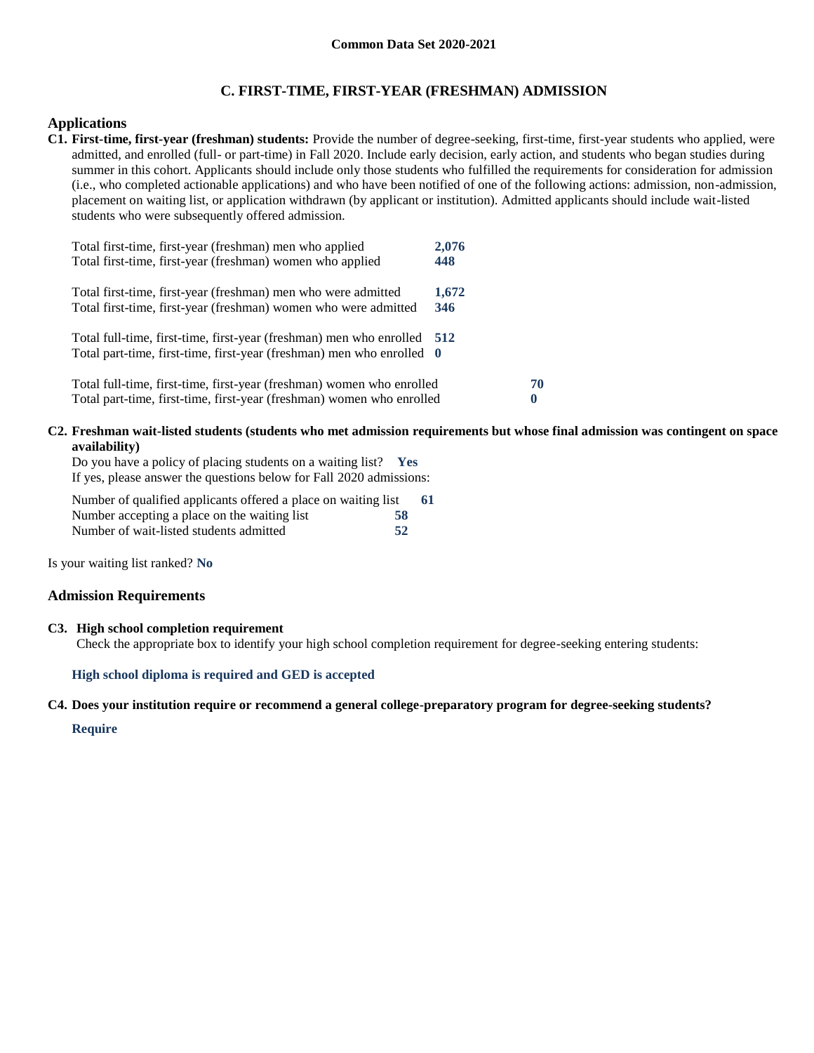**Common Data Set 2020-2021**

## C. FIRST-TIME, FIRST-YEAR (FRESHMAN) ADMISSION

### Applications

**C1. First-time, first-year (freshman) students:** Provide the number of degree-seeking, first-time, first-year students who applied, were admitted, and enrolled (full- or part-time) in Fall 2020. Include early decision, early action, and students who began studies during summer in this cohort. Applicants should include only those students who fulfilled the requirements for consideration for admission (i.e., who completed actionable applications) and who have been notified of one of the following actions: admission, non-admission, placement on waiting list, or application withdrawn (by applicant or institution). Admitted applicants should include wait-listed students who were subsequently offered admission.

| | |
|---|---|
| Total first-time, first-year (freshman) men who applied | **2,076** |
| Total first-time, first-year (freshman) women who applied | **448** |
| Total first-time, first-year (freshman) men who were admitted | **1,672** |
| Total first-time, first-year (freshman) women who were admitted | **346** |
| Total full-time, first-time, first-year (freshman) men who enrolled | **512** |
| Total part-time, first-time, first-year (freshman) men who enrolled | **0** |
| Total full-time, first-time, first-year (freshman) women who enrolled | **70** |
| Total part-time, first-time, first-year (freshman) women who enrolled | **0** |

**C2. Freshman wait-listed students (students who met admission requirements but whose final admission was contingent on space availability)**

Do you have a policy of placing students on a waiting list? **Yes**

If yes, please answer the questions below for Fall 2020 admissions:

| | |
|---|---|
| Number of qualified applicants offered a place on waiting list | **61** |
| Number accepting a place on the waiting list | **58** |
| Number of wait-listed students admitted | **52** |

Is your waiting list ranked? **No**

### Admission Requirements

**C3. High school completion requirement**

Check the appropriate box to identify your high school completion requirement for degree-seeking entering students:

**High school diploma is required and GED is accepted**

**C4. Does your institution require or recommend a general college-preparatory program for degree-seeking students?**

**Require**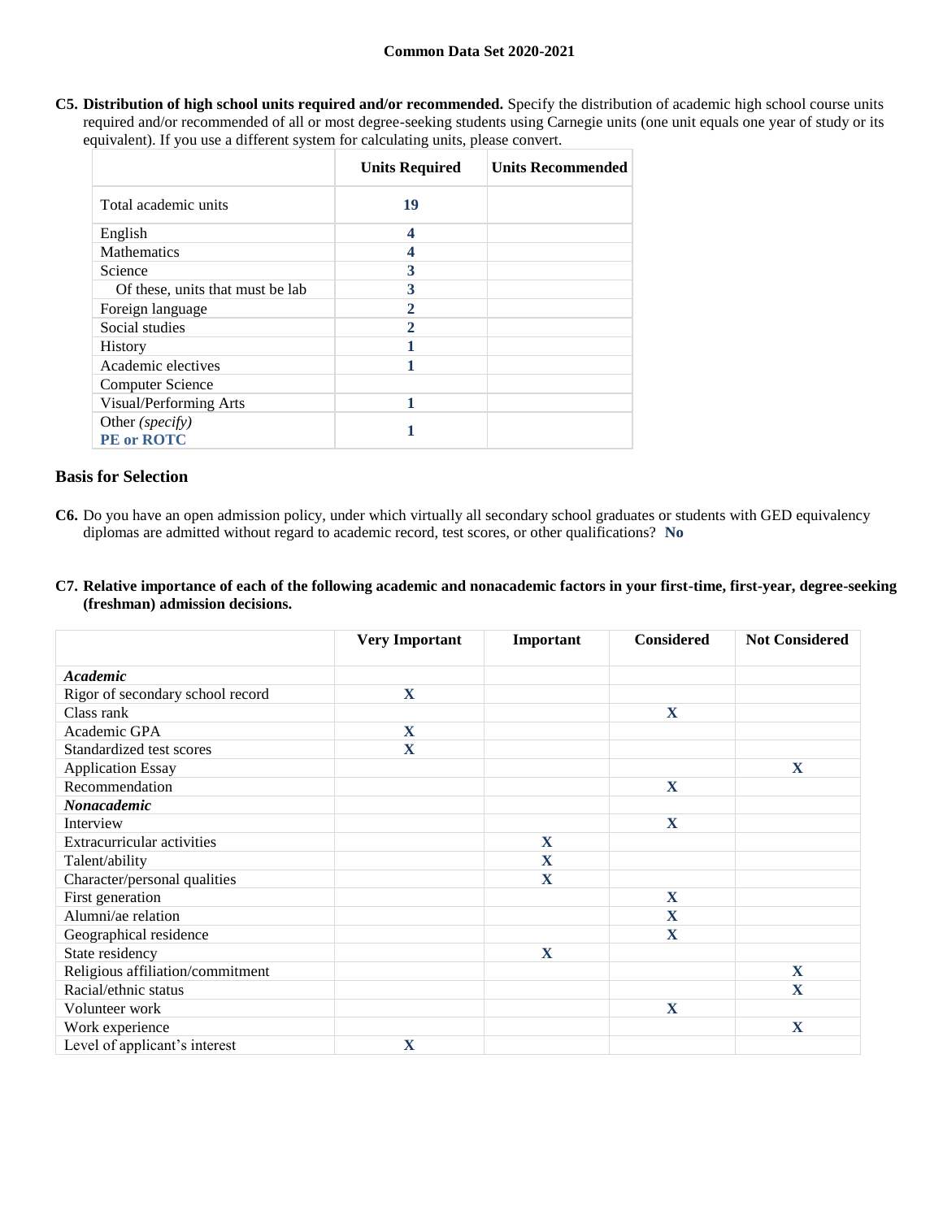**C5. Distribution of high school units required and/or recommended.** Specify the distribution of academic high school course units required and/or recommended of all or most degree-seeking students using Carnegie units (one unit equals one year of study or its equivalent). If you use a different system for calculating units, please convert.

| | Units Required | Units Recommended |
|---|---|---|
| Total academic units | 19 | |
| English | 4 | |
| Mathematics | 4 | |
| Science | 3 | |
| Of these, units that must be lab | 3 | |
| Foreign language | 2 | |
| Social studies | 2 | |
| History | 1 | |
| Academic electives | 1 | |
| Computer Science | | |
| Visual/Performing Arts | 1 | |
| Other *(specify)* **PE or ROTC** | 1 | |

## Basis for Selection

**C6.** Do you have an open admission policy, under which virtually all secondary school graduates or students with GED equivalency diplomas are admitted without regard to academic record, test scores, or other qualifications? **No**

**C7. Relative importance of each of the following academic and nonacademic factors in your first-time, first-year, degree-seeking (freshman) admission decisions.**

| | Very Important | Important | Considered | Not Considered |
|---|---|---|---|---|
| ***Academic*** | | | | |
| Rigor of secondary school record | X | | | |
| Class rank | | | X | |
| Academic GPA | X | | | |
| Standardized test scores | X | | | |
| Application Essay | | | | X |
| Recommendation | | | X | |
| ***Nonacademic*** | | | | |
| Interview | | | X | |
| Extracurricular activities | | X | | |
| Talent/ability | | X | | |
| Character/personal qualities | | X | | |
| First generation | | | X | |
| Alumni/ae relation | | | X | |
| Geographical residence | | | X | |
| State residency | | X | | |
| Religious affiliation/commitment | | | | X |
| Racial/ethnic status | | | | X |
| Volunteer work | | | X | |
| Work experience | | | | X |
| Level of applicant's interest | X | | | |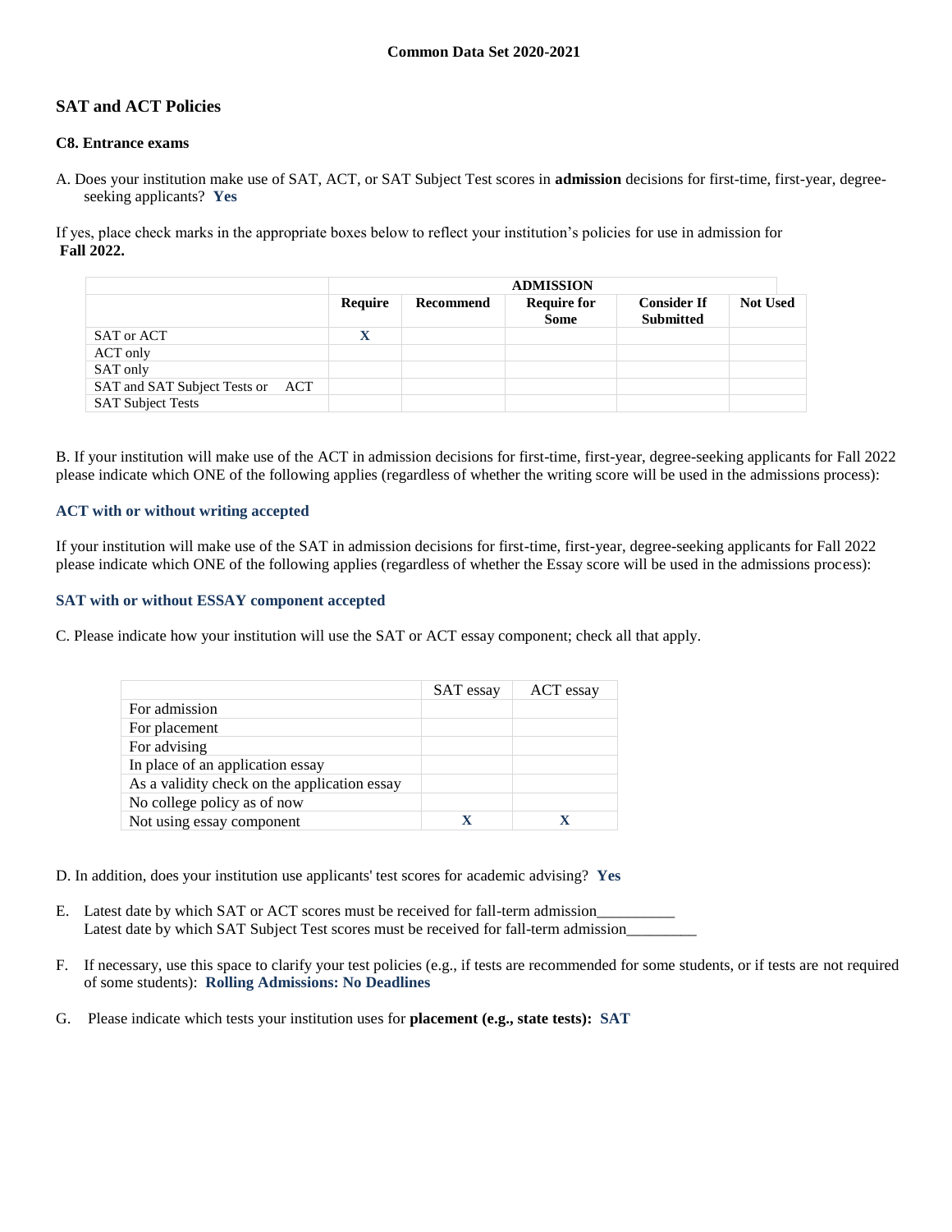Common Data Set 2020-2021

## SAT and ACT Policies

### C8. Entrance exams

A. Does your institution make use of SAT, ACT, or SAT Subject Test scores in **admission** decisions for first-time, first-year, degree-seeking applicants? **Yes**

If yes, place check marks in the appropriate boxes below to reflect your institution's policies for use in admission for **Fall 2022.**

| | ADMISSION | | | | |
|---|---|---|---|---|---|
| | **Require** | **Recommend** | **Require for Some** | **Consider If Submitted** | **Not Used** |
| SAT or ACT | X | | | | |
| ACT only | | | | | |
| SAT only | | | | | |
| SAT and SAT Subject Tests or ACT | | | | | |
| SAT Subject Tests | | | | | |

B. If your institution will make use of the ACT in admission decisions for first-time, first-year, degree-seeking applicants for Fall 2022 please indicate which ONE of the following applies (regardless of whether the writing score will be used in the admissions process):

**ACT with or without writing accepted**

If your institution will make use of the SAT in admission decisions for first-time, first-year, degree-seeking applicants for Fall 2022 please indicate which ONE of the following applies (regardless of whether the Essay score will be used in the admissions process):

**SAT with or without ESSAY component accepted**

C. Please indicate how your institution will use the SAT or ACT essay component; check all that apply.

| | SAT essay | ACT essay |
|---|---|---|
| For admission | | |
| For placement | | |
| For advising | | |
| In place of an application essay | | |
| As a validity check on the application essay | | |
| No college policy as of now | | |
| Not using essay component | X | X |

D. In addition, does your institution use applicants' test scores for academic advising? **Yes**

E. Latest date by which SAT or ACT scores must be received for fall-term admission__________
Latest date by which SAT Subject Test scores must be received for fall-term admission_________

F. If necessary, use this space to clarify your test policies (e.g., if tests are recommended for some students, or if tests are not required of some students): **Rolling Admissions: No Deadlines**

G. Please indicate which tests your institution uses for **placement (e.g., state tests): SAT**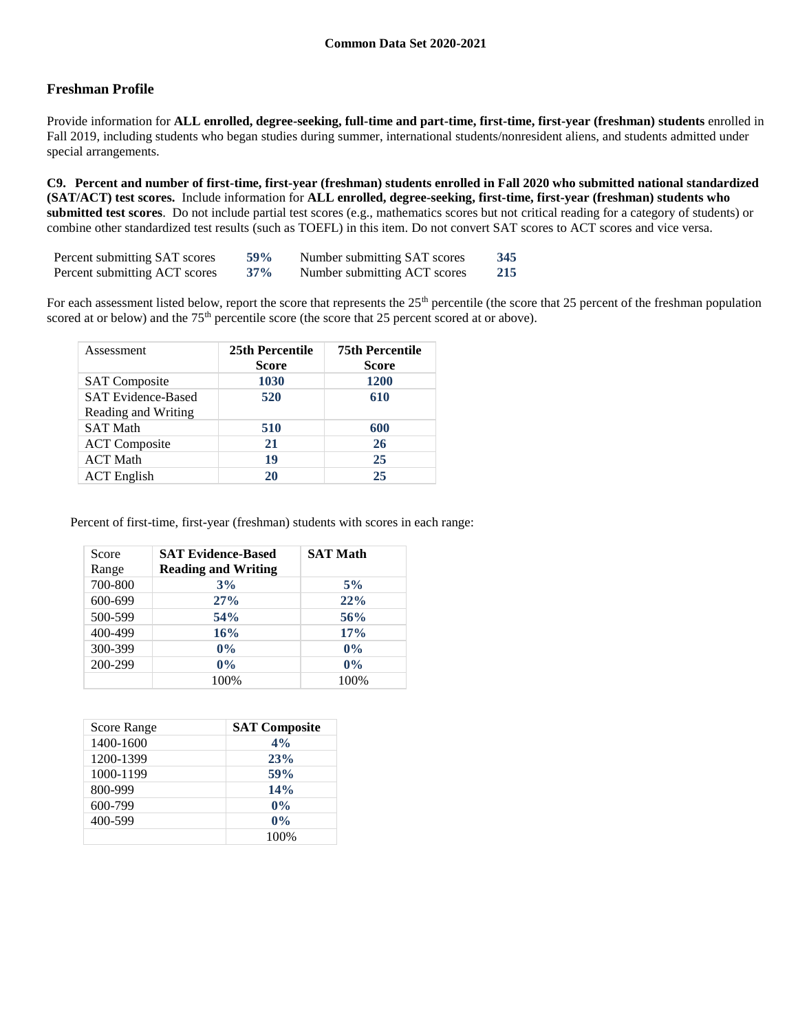Common Data Set 2020-2021

## Freshman Profile

Provide information for **ALL enrolled, degree-seeking, full-time and part-time, first-time, first-year (freshman) students** enrolled in Fall 2019, including students who began studies during summer, international students/nonresident aliens, and students admitted under special arrangements.

**C9. Percent and number of first-time, first-year (freshman) students enrolled in Fall 2020 who submitted national standardized (SAT/ACT) test scores.** Include information for **ALL enrolled, degree-seeking, first-time, first-year (freshman) students who submitted test scores**. Do not include partial test scores (e.g., mathematics scores but not critical reading for a category of students) or combine other standardized test results (such as TOEFL) in this item. Do not convert SAT scores to ACT scores and vice versa.

| | | | |
|---|---|---|---|
| Percent submitting SAT scores | **59%** | Number submitting SAT scores | **345** |
| Percent submitting ACT scores | **37%** | Number submitting ACT scores | **215** |

For each assessment listed below, report the score that represents the 25th percentile (the score that 25 percent of the freshman population scored at or below) and the 75th percentile score (the score that 25 percent scored at or above).

| Assessment | 25th Percentile Score | 75th Percentile Score |
|---|---|---|
| SAT Composite | **1030** | **1200** |
| SAT Evidence-Based Reading and Writing | **520** | **610** |
| SAT Math | **510** | **600** |
| ACT Composite | **21** | **26** |
| ACT Math | **19** | **25** |
| ACT English | **20** | **25** |

Percent of first-time, first-year (freshman) students with scores in each range:

| Score Range | SAT Evidence-Based Reading and Writing | SAT Math |
|---|---|---|
| 700-800 | **3%** | **5%** |
| 600-699 | **27%** | **22%** |
| 500-599 | **54%** | **56%** |
| 400-499 | **16%** | **17%** |
| 300-399 | **0%** | **0%** |
| 200-299 | **0%** | **0%** |
| | 100% | 100% |

| Score Range | SAT Composite |
|---|---|
| 1400-1600 | **4%** |
| 1200-1399 | **23%** |
| 1000-1199 | **59%** |
| 800-999 | **14%** |
| 600-799 | **0%** |
| 400-599 | **0%** |
| | 100% |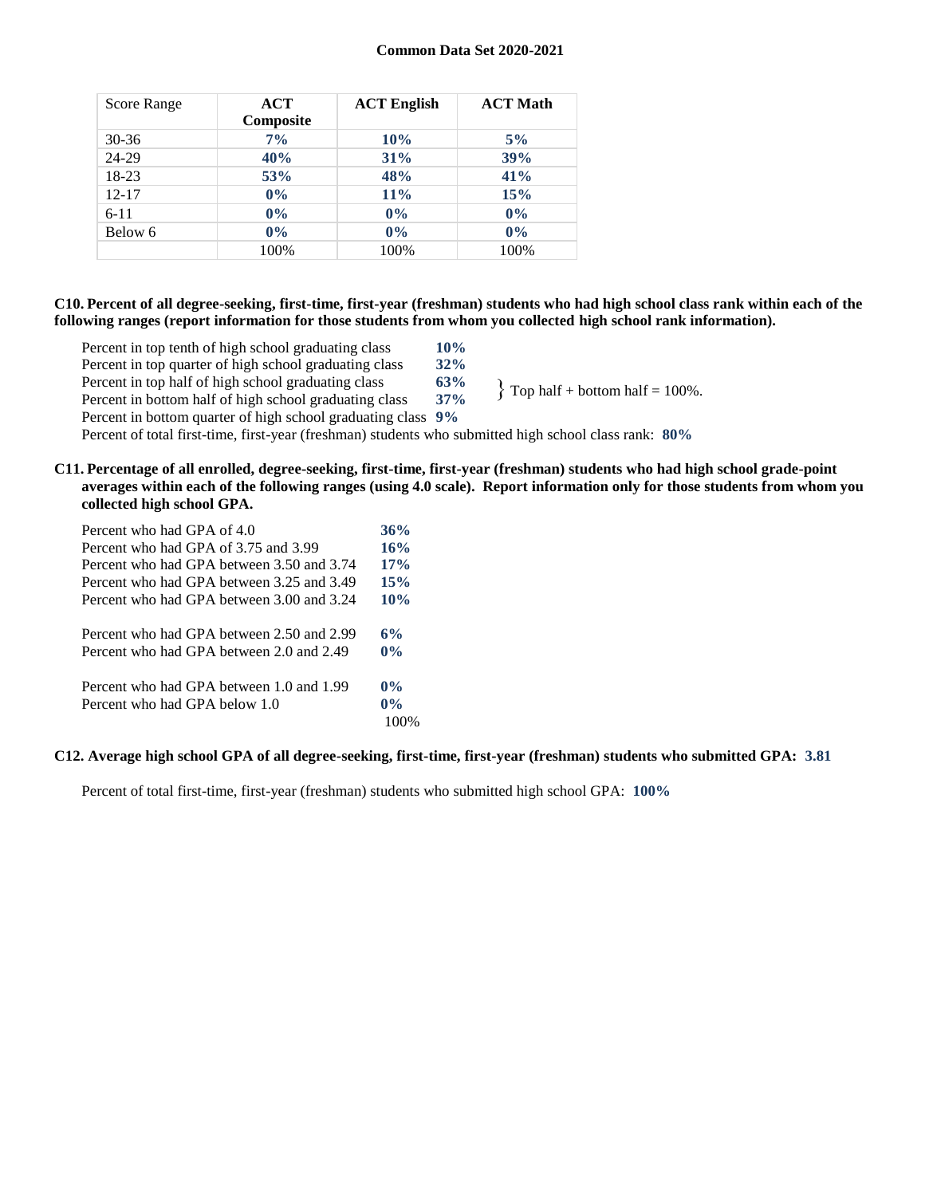| Score Range | ACT Composite | ACT English | ACT Math |
|---|---|---|---|
| 30-36 | **7%** | **10%** | **5%** |
| 24-29 | **40%** | **31%** | **39%** |
| 18-23 | **53%** | **48%** | **41%** |
| 12-17 | **0%** | **11%** | **15%** |
| 6-11 | **0%** | **0%** | **0%** |
| Below 6 | **0%** | **0%** | **0%** |
| | 100% | 100% | 100% |

**C10. Percent of all degree-seeking, first-time, first-year (freshman) students who had high school class rank within each of the following ranges (report information for those students from whom you collected high school rank information).**

Percent in top tenth of high school graduating class **10%**
Percent in top quarter of high school graduating class **32%**
Percent in top half of high school graduating class **63%**
Percent in bottom half of high school graduating class **37%**
} Top half + bottom half = 100%.
Percent in bottom quarter of high school graduating class **9%**
Percent of total first-time, first-year (freshman) students who submitted high school class rank: **80%**

**C11. Percentage of all enrolled, degree-seeking, first-time, first-year (freshman) students who had high school grade-point averages within each of the following ranges (using 4.0 scale). Report information only for those students from whom you collected high school GPA.**

| | |
|---|---|
| Percent who had GPA of 4.0 | **36%** |
| Percent who had GPA of 3.75 and 3.99 | **16%** |
| Percent who had GPA between 3.50 and 3.74 | **17%** |
| Percent who had GPA between 3.25 and 3.49 | **15%** |
| Percent who had GPA between 3.00 and 3.24 | **10%** |
| Percent who had GPA between 2.50 and 2.99 | **6%** |
| Percent who had GPA between 2.0 and 2.49 | **0%** |
| Percent who had GPA between 1.0 and 1.99 | **0%** |
| Percent who had GPA below 1.0 | **0%** |
| | 100% |

**C12. Average high school GPA of all degree-seeking, first-time, first-year (freshman) students who submitted GPA: 3.81**

Percent of total first-time, first-year (freshman) students who submitted high school GPA: **100%**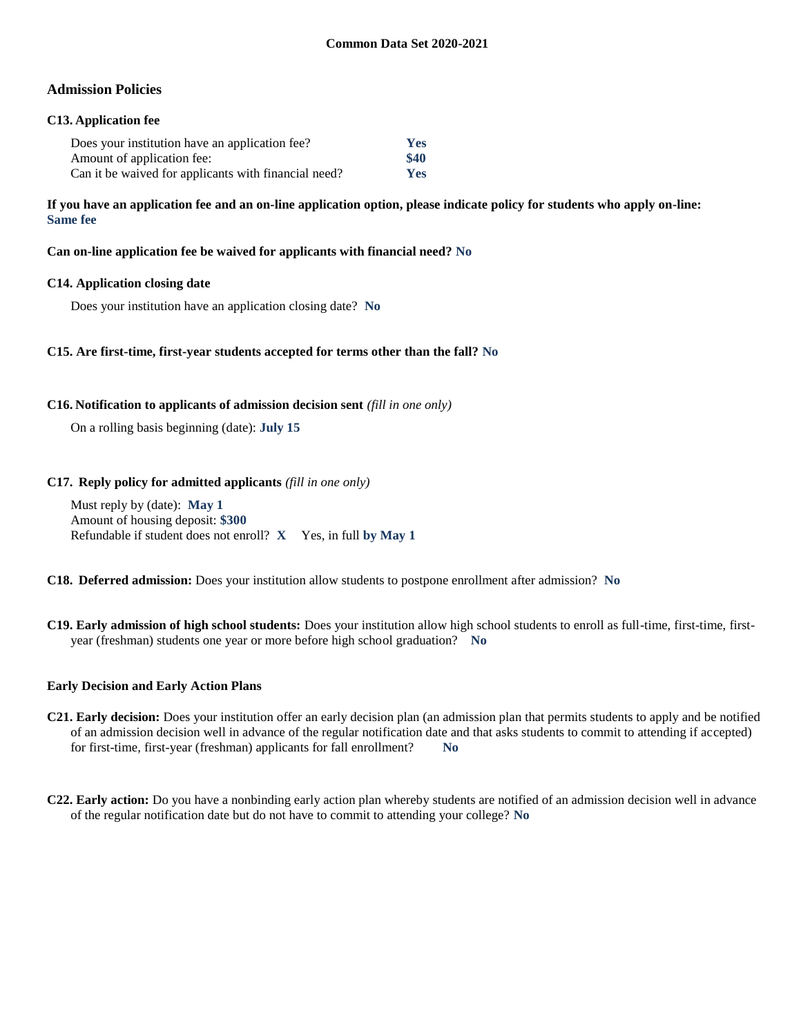## Admission Policies

### C13. Application fee

| | |
|---|---|
| Does your institution have an application fee? | **Yes** |
| Amount of application fee: | **$40** |
| Can it be waived for applicants with financial need? | **Yes** |

**If you have an application fee and an on-line application option, please indicate policy for students who apply on-line:**
**Same fee**

**Can on-line application fee be waived for applicants with financial need? No**

### C14. Application closing date

Does your institution have an application closing date? **No**

### C15. Are first-time, first-year students accepted for terms other than the fall? No

### C16. Notification to applicants of admission decision sent *(fill in one only)*

On a rolling basis beginning (date): **July 15**

### C17. Reply policy for admitted applicants *(fill in one only)*

Must reply by (date): **May 1**
Amount of housing deposit: **$300**
Refundable if student does not enroll? **X** Yes, in full **by May 1**

**C18. Deferred admission:** Does your institution allow students to postpone enrollment after admission? **No**

**C19. Early admission of high school students:** Does your institution allow high school students to enroll as full-time, first-time, first-year (freshman) students one year or more before high school graduation? **No**

### Early Decision and Early Action Plans

**C21. Early decision:** Does your institution offer an early decision plan (an admission plan that permits students to apply and be notified of an admission decision well in advance of the regular notification date and that asks students to commit to attending if accepted) for first-time, first-year (freshman) applicants for fall enrollment? **No**

**C22. Early action:** Do you have a nonbinding early action plan whereby students are notified of an admission decision well in advance of the regular notification date but do not have to commit to attending your college? **No**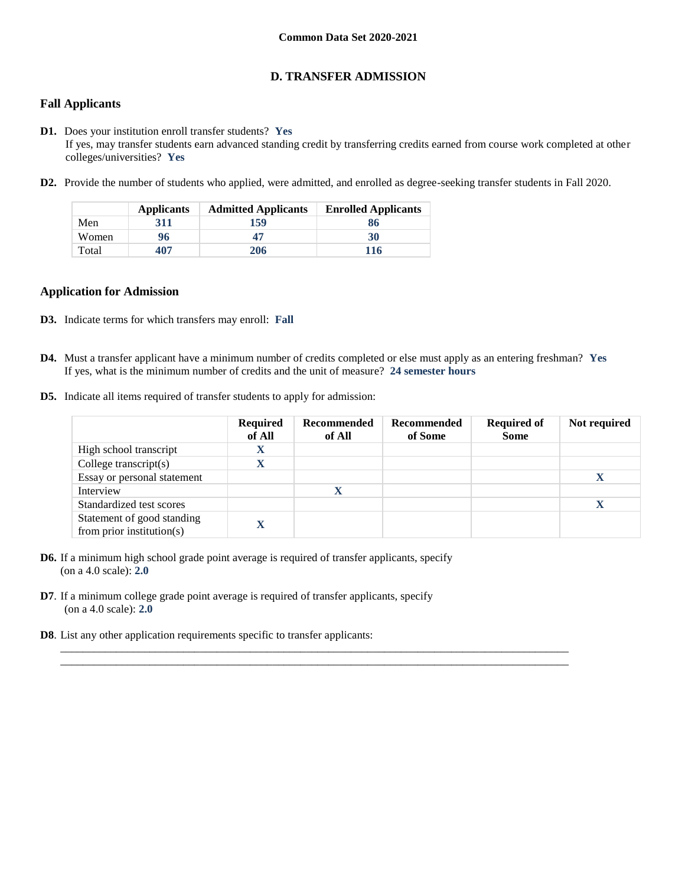**Common Data Set 2020-2021**

## D. TRANSFER ADMISSION

### Fall Applicants

**D1.** Does your institution enroll transfer students? **Yes**
If yes, may transfer students earn advanced standing credit by transferring credits earned from course work completed at other colleges/universities? **Yes**

**D2.** Provide the number of students who applied, were admitted, and enrolled as degree-seeking transfer students in Fall 2020.

| | Applicants | Admitted Applicants | Enrolled Applicants |
|---|---|---|---|
| Men | 311 | 159 | 86 |
| Women | 96 | 47 | 30 |
| Total | 407 | 206 | 116 |

### Application for Admission

**D3.** Indicate terms for which transfers may enroll: **Fall**

**D4.** Must a transfer applicant have a minimum number of credits completed or else must apply as an entering freshman? **Yes**
If yes, what is the minimum number of credits and the unit of measure? **24 semester hours**

**D5.** Indicate all items required of transfer students to apply for admission:

| | Required of All | Recommended of All | Recommended of Some | Required of Some | Not required |
|---|---|---|---|---|---|
| High school transcript | X | | | | |
| College transcript(s) | X | | | | |
| Essay or personal statement | | | | | X |
| Interview | | X | | | |
| Standardized test scores | | | | | X |
| Statement of good standing from prior institution(s) | X | | | | |

**D6.** If a minimum high school grade point average is required of transfer applicants, specify (on a 4.0 scale): **2.0**

**D7**. If a minimum college grade point average is required of transfer applicants, specify (on a 4.0 scale): **2.0**

**D8**. List any other application requirements specific to transfer applicants: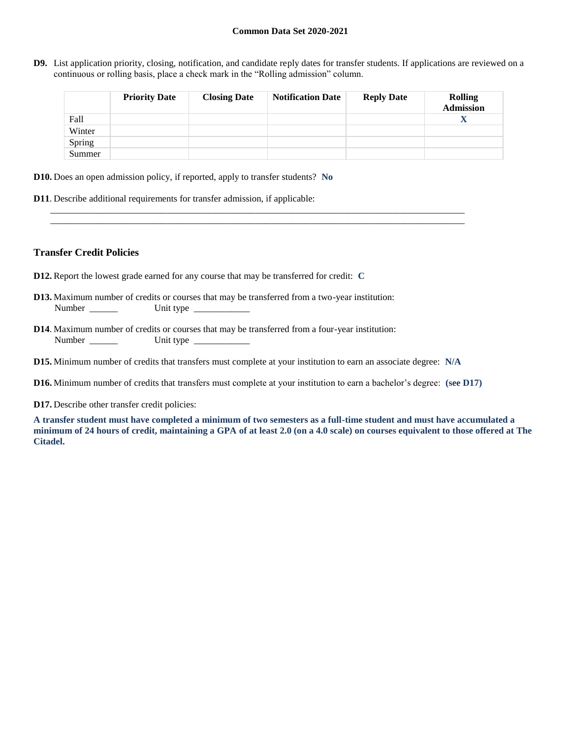**D9.** List application priority, closing, notification, and candidate reply dates for transfer students. If applications are reviewed on a continuous or rolling basis, place a check mark in the "Rolling admission" column.

| | Priority Date | Closing Date | Notification Date | Reply Date | Rolling Admission |
|---|---|---|---|---|---|
| Fall | | | | | X |
| Winter | | | | | |
| Spring | | | | | |
| Summer | | | | | |

**D10.** Does an open admission policy, if reported, apply to transfer students? **No**

**D11**. Describe additional requirements for transfer admission, if applicable:

________________________________________________________________________________________________

________________________________________________________________________________________________

### Transfer Credit Policies

**D12.** Report the lowest grade earned for any course that may be transferred for credit: **C**

**D13.** Maximum number of credits or courses that may be transferred from a two-year institution:
Number ______ Unit type ____________

**D14**. Maximum number of credits or courses that may be transferred from a four-year institution:
Number ______ Unit type ____________

**D15.** Minimum number of credits that transfers must complete at your institution to earn an associate degree: **N/A**

**D16.** Minimum number of credits that transfers must complete at your institution to earn a bachelor's degree: **(see D17)**

**D17.** Describe other transfer credit policies:

**A transfer student must have completed a minimum of two semesters as a full-time student and must have accumulated a minimum of 24 hours of credit, maintaining a GPA of at least 2.0 (on a 4.0 scale) on courses equivalent to those offered at The Citadel.**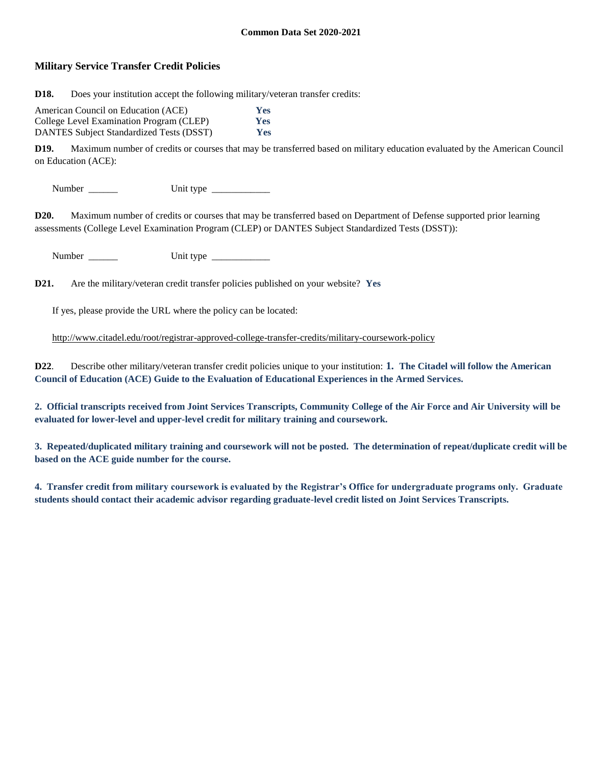## Military Service Transfer Credit Policies

**D18.** Does your institution accept the following military/veteran transfer credits:

| | |
|---|---|
| American Council on Education (ACE) | **Yes** |
| College Level Examination Program (CLEP) | **Yes** |
| DANTES Subject Standardized Tests (DSST) | **Yes** |

**D19.** Maximum number of credits or courses that may be transferred based on military education evaluated by the American Council on Education (ACE):

Number ______ Unit type ____________

**D20.** Maximum number of credits or courses that may be transferred based on Department of Defense supported prior learning assessments (College Level Examination Program (CLEP) or DANTES Subject Standardized Tests (DSST)):

Number ______ Unit type ____________

**D21.** Are the military/veteran credit transfer policies published on your website? **Yes**

If yes, please provide the URL where the policy can be located:

http://www.citadel.edu/root/registrar-approved-college-transfer-credits/military-coursework-policy

**D22**. Describe other military/veteran transfer credit policies unique to your institution: **1. The Citadel will follow the American Council of Education (ACE) Guide to the Evaluation of Educational Experiences in the Armed Services.**

**2. Official transcripts received from Joint Services Transcripts, Community College of the Air Force and Air University will be evaluated for lower-level and upper-level credit for military training and coursework.**

**3. Repeated/duplicated military training and coursework will not be posted. The determination of repeat/duplicate credit will be based on the ACE guide number for the course.**

**4. Transfer credit from military coursework is evaluated by the Registrar's Office for undergraduate programs only. Graduate students should contact their academic advisor regarding graduate-level credit listed on Joint Services Transcripts.**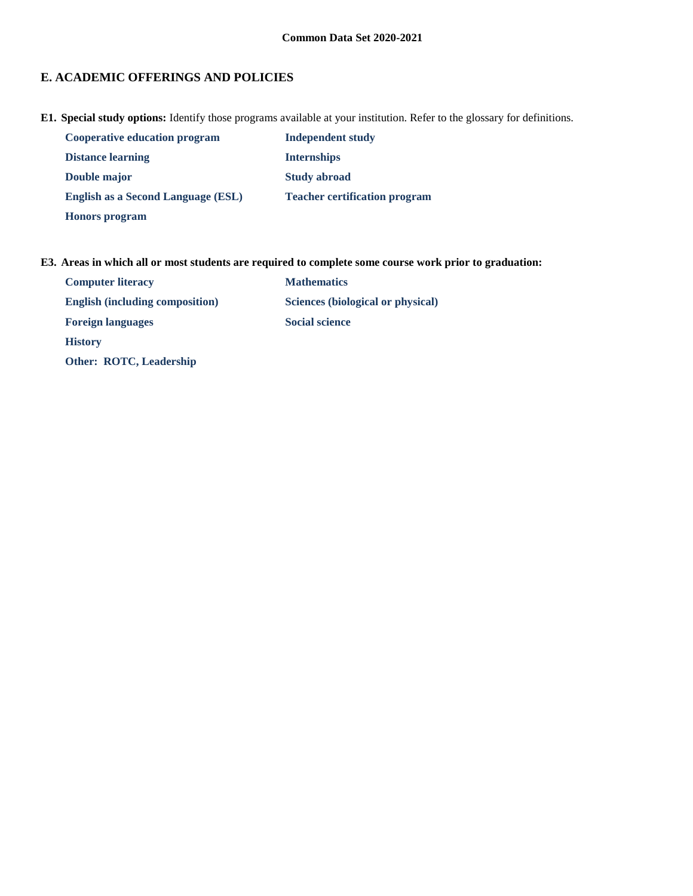Common Data Set 2020-2021

## E. ACADEMIC OFFERINGS AND POLICIES

**E1. Special study options:** Identify those programs available at your institution. Refer to the glossary for definitions.

- **Cooperative education program**
- **Distance learning**
- **Double major**
- **English as a Second Language (ESL)**
- **Honors program**
- **Independent study**
- **Internships**
- **Study abroad**
- **Teacher certification program**

**E3. Areas in which all or most students are required to complete some course work prior to graduation:**

- **Computer literacy**
- **English (including composition)**
- **Foreign languages**
- **History**
- **Other: ROTC, Leadership**
- **Mathematics**
- **Sciences (biological or physical)**
- **Social science**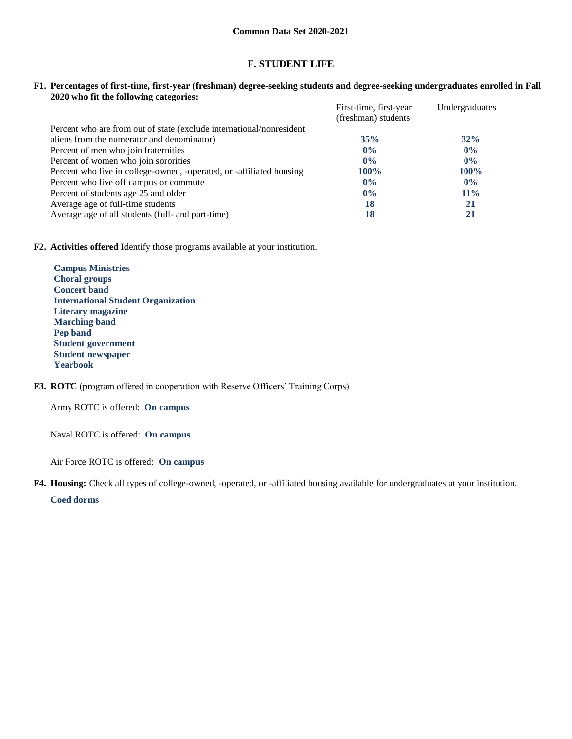# F. STUDENT LIFE

**F1. Percentages of first-time, first-year (freshman) degree-seeking students and degree-seeking undergraduates enrolled in Fall 2020 who fit the following categories:**

| | First-time, first-year (freshman) students | Undergraduates |
|---|---|---|
| Percent who are from out of state (exclude international/nonresident aliens from the numerator and denominator) | **35%** | **32%** |
| Percent of men who join fraternities | **0%** | **0%** |
| Percent of women who join sororities | **0%** | **0%** |
| Percent who live in college-owned, -operated, or -affiliated housing | **100%** | **100%** |
| Percent who live off campus or commute | **0%** | **0%** |
| Percent of students age 25 and older | **0%** | **11%** |
| Average age of full-time students | **18** | **21** |
| Average age of all students (full- and part-time) | **18** | **21** |

**F2. Activities offered** Identify those programs available at your institution.

**Campus Ministries**
**Choral groups**
**Concert band**
**International Student Organization**
**Literary magazine**
**Marching band**
**Pep band**
**Student government**
**Student newspaper**
**Yearbook**

**F3. ROTC** (program offered in cooperation with Reserve Officers' Training Corps)

Army ROTC is offered: **On campus**

Naval ROTC is offered: **On campus**

Air Force ROTC is offered: **On campus**

**F4. Housing:** Check all types of college-owned, -operated, or -affiliated housing available for undergraduates at your institution.

**Coed dorms**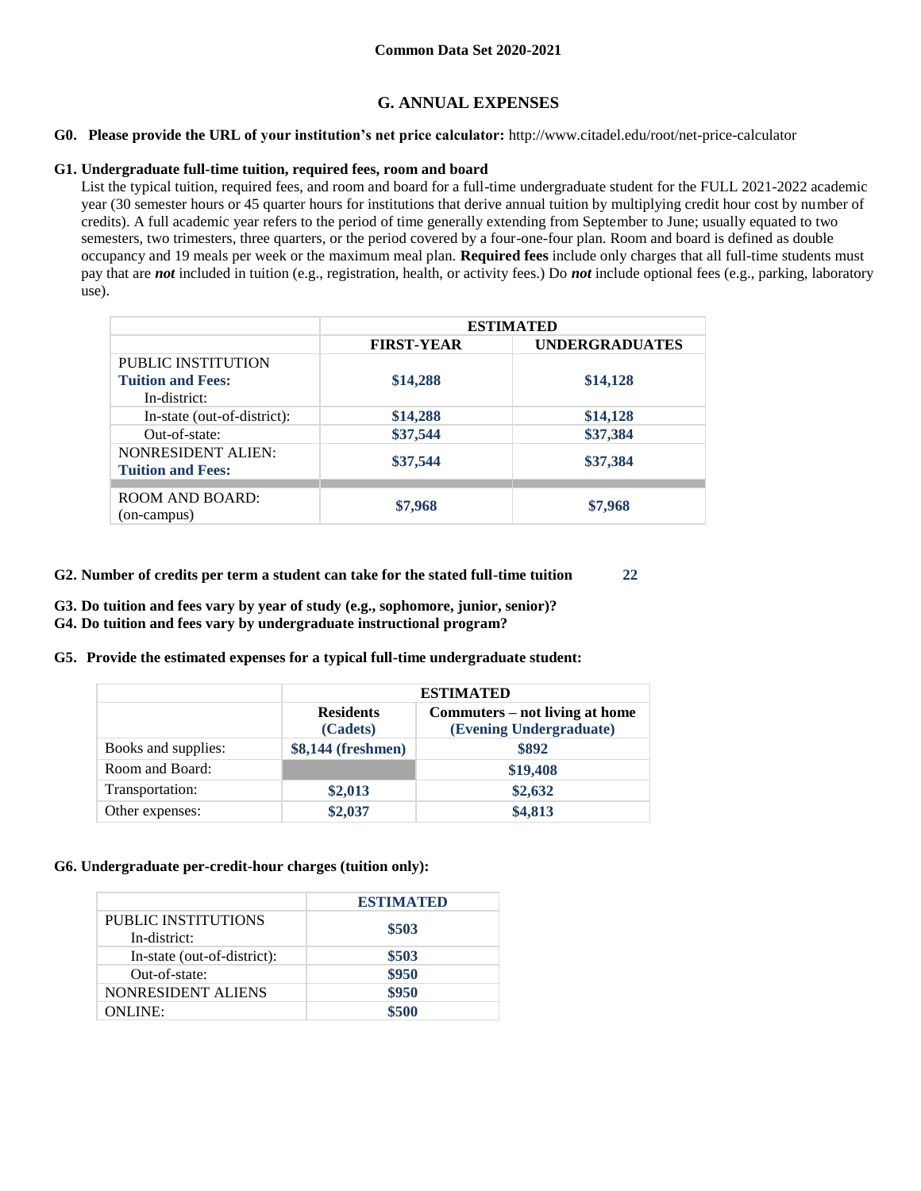Common Data Set 2020-2021

## G. ANNUAL EXPENSES

**G0. Please provide the URL of your institution's net price calculator:** http://www.citadel.edu/root/net-price-calculator

**G1. Undergraduate full-time tuition, required fees, room and board**

List the typical tuition, required fees, and room and board for a full-time undergraduate student for the FULL 2021-2022 academic year (30 semester hours or 45 quarter hours for institutions that derive annual tuition by multiplying credit hour cost by number of credits). A full academic year refers to the period of time generally extending from September to June; usually equated to two semesters, two trimesters, three quarters, or the period covered by a four-one-four plan. Room and board is defined as double occupancy and 19 meals per week or the maximum meal plan. **Required fees** include only charges that all full-time students must pay that are ***not*** included in tuition (e.g., registration, health, or activity fees.) Do ***not*** include optional fees (e.g., parking, laboratory use).

| | ESTIMATED | |
|---|---|---|
| | **FIRST-YEAR** | **UNDERGRADUATES** |
| PUBLIC INSTITUTION **Tuition and Fees:** In-district: | **$14,288** | **$14,128** |
| In-state (out-of-district): | **$14,288** | **$14,128** |
| Out-of-state: | **$37,544** | **$37,384** |
| NONRESIDENT ALIEN: **Tuition and Fees:** | **$37,544** | **$37,384** |
| ROOM AND BOARD: (on-campus) | **$7,968** | **$7,968** |

**G2. Number of credits per term a student can take for the stated full-time tuition** **22**

**G3. Do tuition and fees vary by year of study (e.g., sophomore, junior, senior)?**

**G4. Do tuition and fees vary by undergraduate instructional program?**

**G5. Provide the estimated expenses for a typical full-time undergraduate student:**

| | ESTIMATED | |
|---|---|---|
| | **Residents (Cadets)** | **Commuters – not living at home (Evening Undergraduate)** |
| Books and supplies: | **$8,144 (freshmen)** | **$892** |
| Room and Board: | | **$19,408** |
| Transportation: | **$2,013** | **$2,632** |
| Other expenses: | **$2,037** | **$4,813** |

**G6. Undergraduate per-credit-hour charges (tuition only):**

| | ESTIMATED |
|---|---|
| PUBLIC INSTITUTIONS In-district: | **$503** |
| In-state (out-of-district): | **$503** |
| Out-of-state: | **$950** |
| NONRESIDENT ALIENS | **$950** |
| ONLINE: | **$500** |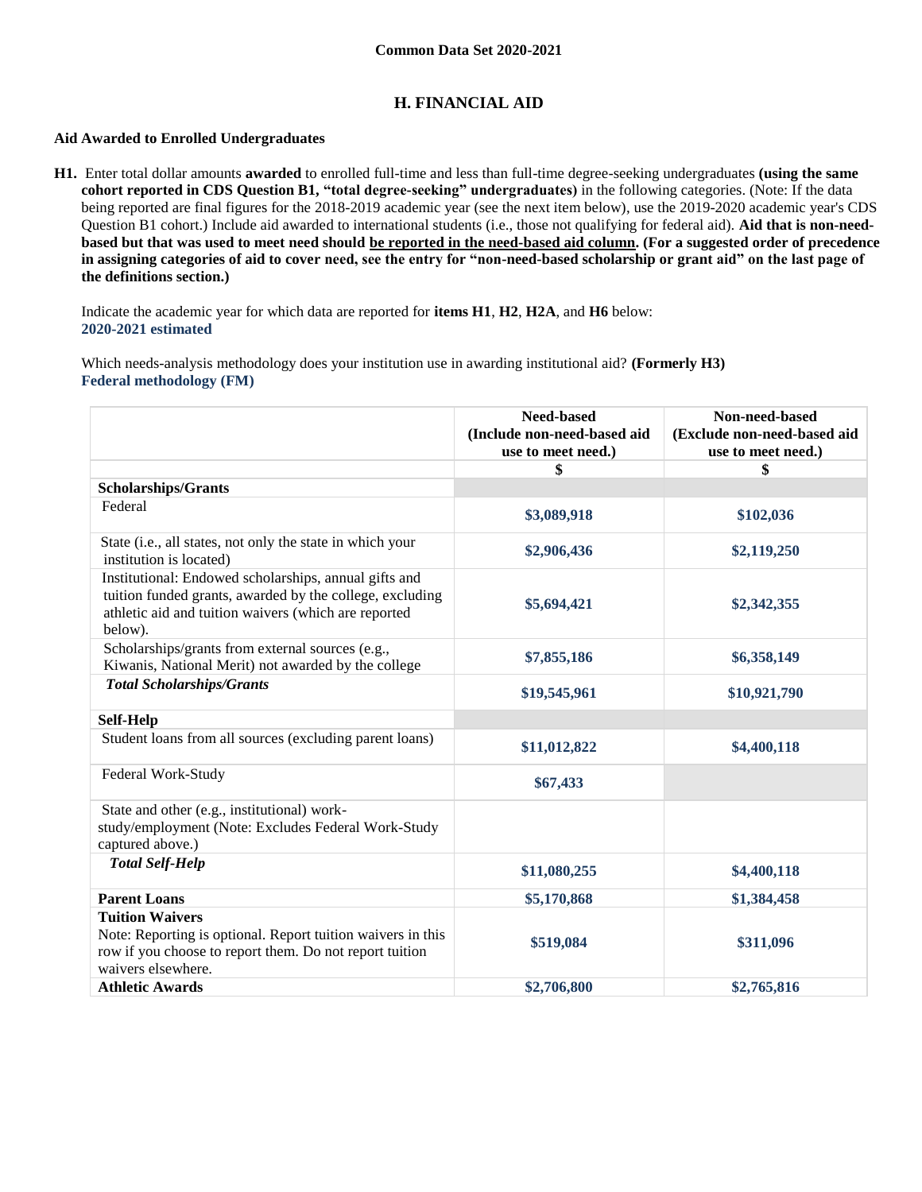## H. FINANCIAL AID

### Aid Awarded to Enrolled Undergraduates

**H1.** Enter total dollar amounts **awarded** to enrolled full-time and less than full-time degree-seeking undergraduates **(using the same cohort reported in CDS Question B1, "total degree-seeking" undergraduates)** in the following categories. (Note: If the data being reported are final figures for the 2018-2019 academic year (see the next item below), use the 2019-2020 academic year's CDS Question B1 cohort.) Include aid awarded to international students (i.e., those not qualifying for federal aid). **Aid that is non-need-based but that was used to meet need should be reported in the need-based aid column. (For a suggested order of precedence in assigning categories of aid to cover need, see the entry for "non-need-based scholarship or grant aid" on the last page of the definitions section.)**

Indicate the academic year for which data are reported for **items H1**, **H2**, **H2A**, and **H6** below:
**2020-2021 estimated**

Which needs-analysis methodology does your institution use in awarding institutional aid? **(Formerly H3)**
**Federal methodology (FM)**

| | Need-based (Include non-need-based aid use to meet need.) | Non-need-based (Exclude non-need-based aid use to meet need.) |
|---|---|---|
| | $ | $ |
| **Scholarships/Grants** | | |
| Federal | $3,089,918 | $102,036 |
| State (i.e., all states, not only the state in which your institution is located) | $2,906,436 | $2,119,250 |
| Institutional: Endowed scholarships, annual gifts and tuition funded grants, awarded by the college, excluding athletic aid and tuition waivers (which are reported below). | $5,694,421 | $2,342,355 |
| Scholarships/grants from external sources (e.g., Kiwanis, National Merit) not awarded by the college | $7,855,186 | $6,358,149 |
| ***Total Scholarships/Grants*** | $19,545,961 | $10,921,790 |
| **Self-Help** | | |
| Student loans from all sources (excluding parent loans) | $11,012,822 | $4,400,118 |
| Federal Work-Study | $67,433 | |
| State and other (e.g., institutional) work-study/employment (Note: Excludes Federal Work-Study captured above.) | | |
| ***Total Self-Help*** | $11,080,255 | $4,400,118 |
| **Parent Loans** | $5,170,868 | $1,384,458 |
| **Tuition Waivers** Note: Reporting is optional. Report tuition waivers in this row if you choose to report them. Do not report tuition waivers elsewhere. | $519,084 | $311,096 |
| **Athletic Awards** | $2,706,800 | $2,765,816 |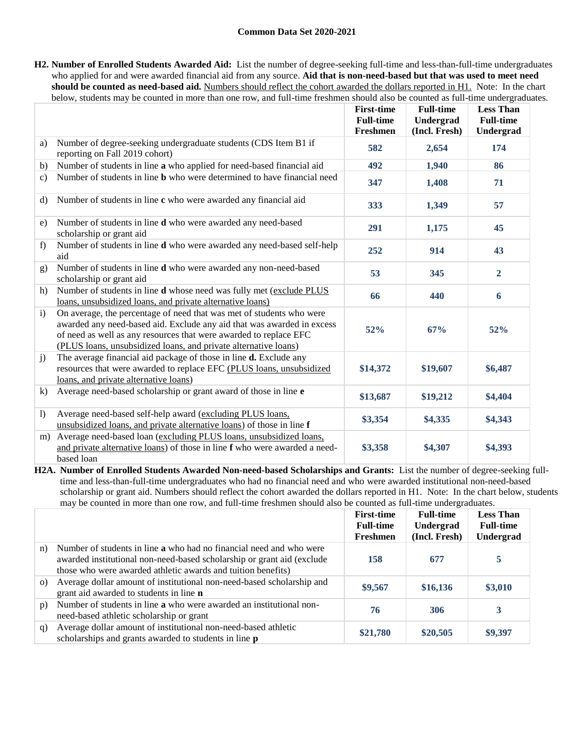**H2. Number of Enrolled Students Awarded Aid:** List the number of degree-seeking full-time and less-than-full-time undergraduates who applied for and were awarded financial aid from any source. **Aid that is non-need-based but that was used to meet need should be counted as need-based aid.** Numbers should reflect the cohort awarded the dollars reported in H1. Note: In the chart below, students may be counted in more than one row, and full-time freshmen should also be counted as full-time undergraduates.

| | | First-time Full-time Freshmen | Full-time Undergrad (Incl. Fresh) | Less Than Full-time Undergrad |
|---|---|---|---|---|
| a) | Number of degree-seeking undergraduate students (CDS Item B1 if reporting on Fall 2019 cohort) | 582 | 2,654 | 174 |
| b) | Number of students in line **a** who applied for need-based financial aid | 492 | 1,940 | 86 |
| c) | Number of students in line **b** who were determined to have financial need | 347 | 1,408 | 71 |
| d) | Number of students in line **c** who were awarded any financial aid | 333 | 1,349 | 57 |
| e) | Number of students in line **d** who were awarded any need-based scholarship or grant aid | 291 | 1,175 | 45 |
| f) | Number of students in line **d** who were awarded any need-based self-help aid | 252 | 914 | 43 |
| g) | Number of students in line **d** who were awarded any non-need-based scholarship or grant aid | 53 | 345 | 2 |
| h) | Number of students in line **d** whose need was fully met (exclude PLUS loans, unsubsidized loans, and private alternative loans) | 66 | 440 | 6 |
| i) | On average, the percentage of need that was met of students who were awarded any need-based aid. Exclude any aid that was awarded in excess of need as well as any resources that were awarded to replace EFC (PLUS loans, unsubsidized loans, and private alternative loans) | 52% | 67% | 52% |
| j) | The average financial aid package of those in line **d.** Exclude any resources that were awarded to replace EFC (PLUS loans, unsubsidized loans, and private alternative loans) | $14,372 | $19,607 | $6,487 |
| k) | Average need-based scholarship or grant award of those in line **e** | $13,687 | $19,212 | $4,404 |
| l) | Average need-based self-help award (excluding PLUS loans, unsubsidized loans, and private alternative loans) of those in line **f** | $3,354 | $4,335 | $4,343 |
| m) | Average need-based loan (excluding PLUS loans, unsubsidized loans, and private alternative loans) of those in line **f** who were awarded a need-based loan | $3,358 | $4,307 | $4,393 |

**H2A. Number of Enrolled Students Awarded Non-need-based Scholarships and Grants:** List the number of degree-seeking full-time and less-than-full-time undergraduates who had no financial need and who were awarded institutional non-need-based scholarship or grant aid. Numbers should reflect the cohort awarded the dollars reported in H1. Note: In the chart below, students may be counted in more than one row, and full-time freshmen should also be counted as full-time undergraduates.

| | | First-time Full-time Freshmen | Full-time Undergrad (Incl. Fresh) | Less Than Full-time Undergrad |
|---|---|---|---|---|
| n) | Number of students in line **a** who had no financial need and who were awarded institutional non-need-based scholarship or grant aid (exclude those who were awarded athletic awards and tuition benefits) | 158 | 677 | 5 |
| o) | Average dollar amount of institutional non-need-based scholarship and grant aid awarded to students in line **n** | $9,567 | $16,136 | $3,010 |
| p) | Number of students in line **a** who were awarded an institutional non-need-based athletic scholarship or grant | 76 | 306 | 3 |
| q) | Average dollar amount of institutional non-need-based athletic scholarships and grants awarded to students in line **p** | $21,780 | $20,505 | $9,397 |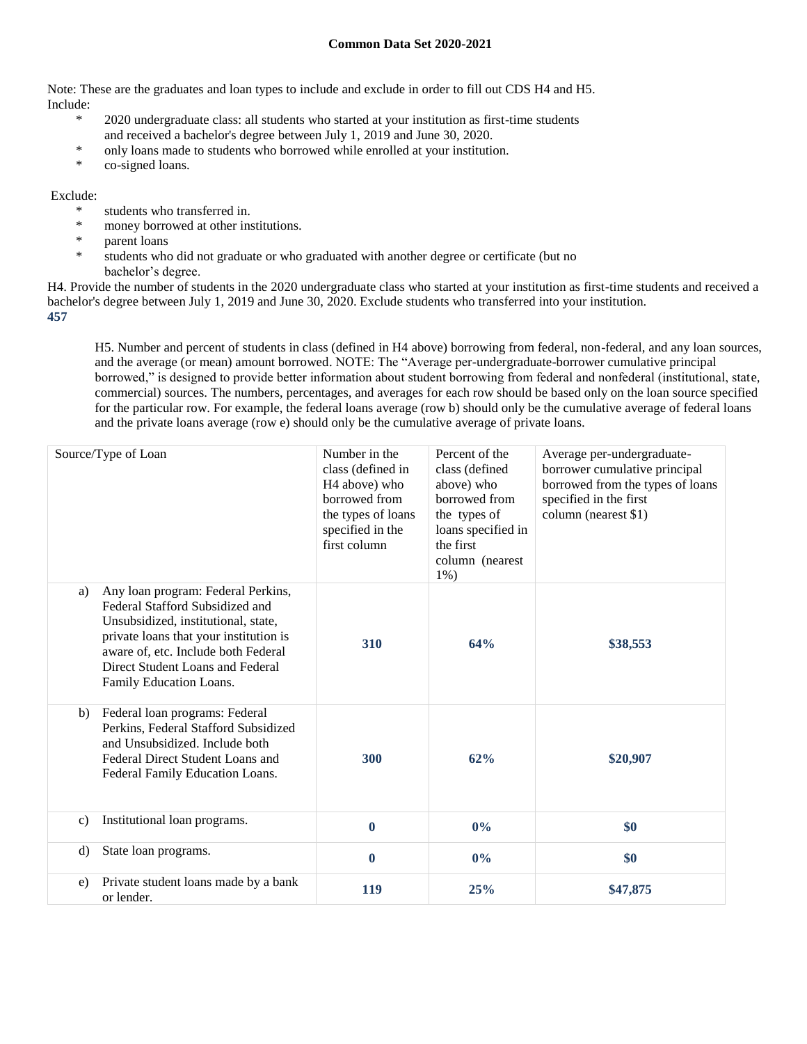**Common Data Set 2020-2021**

Note: These are the graduates and loan types to include and exclude in order to fill out CDS H4 and H5.
Include:

- 2020 undergraduate class: all students who started at your institution as first-time students and received a bachelor's degree between July 1, 2019 and June 30, 2020.
- only loans made to students who borrowed while enrolled at your institution.
- co-signed loans.

Exclude:

- students who transferred in.
- money borrowed at other institutions.
- parent loans
- students who did not graduate or who graduated with another degree or certificate (but no bachelor's degree.

H4. Provide the number of students in the 2020 undergraduate class who started at your institution as first-time students and received a bachelor's degree between July 1, 2019 and June 30, 2020. Exclude students who transferred into your institution.
**457**

H5. Number and percent of students in class (defined in H4 above) borrowing from federal, non-federal, and any loan sources, and the average (or mean) amount borrowed. NOTE: The "Average per-undergraduate-borrower cumulative principal borrowed," is designed to provide better information about student borrowing from federal and nonfederal (institutional, state, commercial) sources. The numbers, percentages, and averages for each row should be based only on the loan source specified for the particular row. For example, the federal loans average (row b) should only be the cumulative average of federal loans and the private loans average (row e) should only be the cumulative average of private loans.

| Source/Type of Loan | Number in the class (defined in H4 above) who borrowed from the types of loans specified in the first column | Percent of the class (defined above) who borrowed from the types of loans specified in the first column (nearest 1%) | Average per-undergraduate-borrower cumulative principal borrowed from the types of loans specified in the first column (nearest $1) |
|---|---|---|---|
| a) Any loan program: Federal Perkins, Federal Stafford Subsidized and Unsubsidized, institutional, state, private loans that your institution is aware of, etc. Include both Federal Direct Student Loans and Federal Family Education Loans. | **310** | **64%** | **$38,553** |
| b) Federal loan programs: Federal Perkins, Federal Stafford Subsidized and Unsubsidized. Include both Federal Direct Student Loans and Federal Family Education Loans. | **300** | **62%** | **$20,907** |
| c) Institutional loan programs. | **0** | **0%** | **$0** |
| d) State loan programs. | **0** | **0%** | **$0** |
| e) Private student loans made by a bank or lender. | **119** | **25%** | **$47,875** |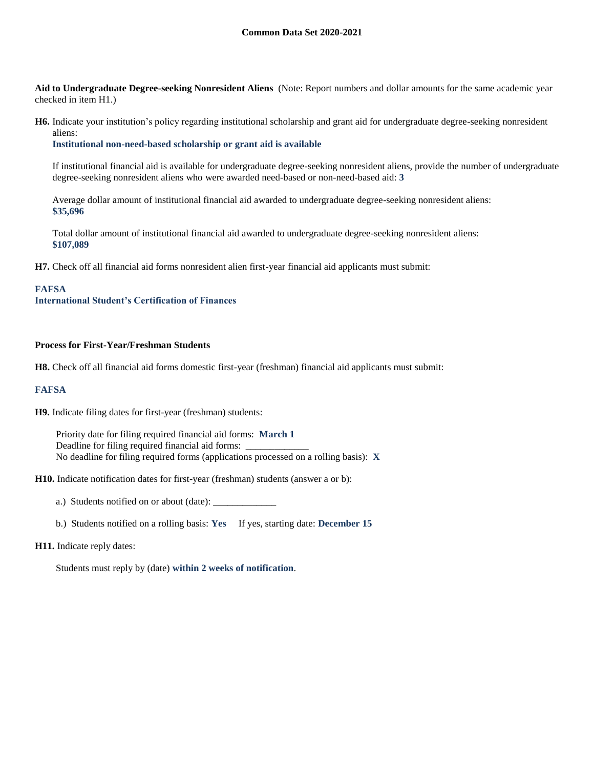**Aid to Undergraduate Degree-seeking Nonresident Aliens** (Note: Report numbers and dollar amounts for the same academic year checked in item H1.)

**H6.** Indicate your institution's policy regarding institutional scholarship and grant aid for undergraduate degree-seeking nonresident aliens:
**Institutional non-need-based scholarship or grant aid is available**

If institutional financial aid is available for undergraduate degree-seeking nonresident aliens, provide the number of undergraduate degree-seeking nonresident aliens who were awarded need-based or non-need-based aid: **3**

Average dollar amount of institutional financial aid awarded to undergraduate degree-seeking nonresident aliens: **$35,696**

Total dollar amount of institutional financial aid awarded to undergraduate degree-seeking nonresident aliens: **$107,089**

**H7.** Check off all financial aid forms nonresident alien first-year financial aid applicants must submit:

**FAFSA**
**International Student's Certification of Finances**

**Process for First-Year/Freshman Students**

**H8.** Check off all financial aid forms domestic first-year (freshman) financial aid applicants must submit:

**FAFSA**

**H9.** Indicate filing dates for first-year (freshman) students:

Priority date for filing required financial aid forms: **March 1**
Deadline for filing required financial aid forms: _____________
No deadline for filing required forms (applications processed on a rolling basis): **X**

**H10.** Indicate notification dates for first-year (freshman) students (answer a or b):

a.) Students notified on or about (date): _____________

b.) Students notified on a rolling basis: **Yes** If yes, starting date: **December 15**

**H11.** Indicate reply dates:

Students must reply by (date) **within 2 weeks of notification**.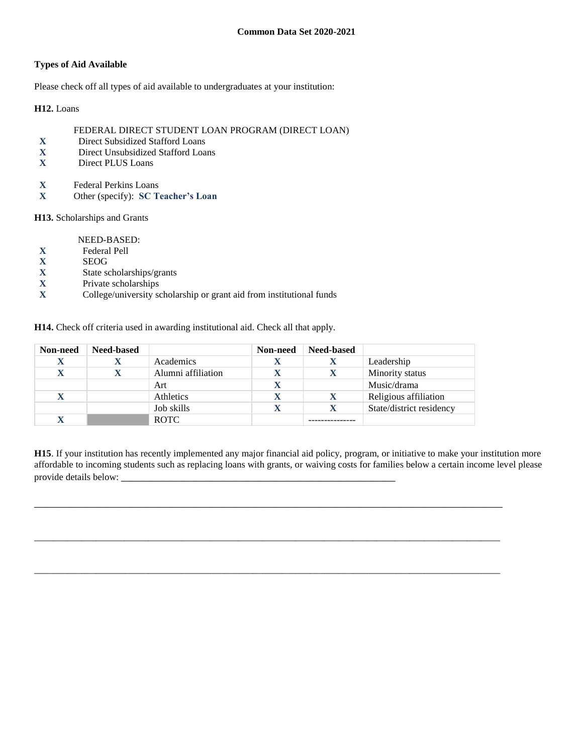**Common Data Set 2020-2021**

**Types of Aid Available**

Please check off all types of aid available to undergraduates at your institution:

**H12.** Loans

FEDERAL DIRECT STUDENT LOAN PROGRAM (DIRECT LOAN)

**X** Direct Subsidized Stafford Loans
**X** Direct Unsubsidized Stafford Loans
**X** Direct PLUS Loans

**X** Federal Perkins Loans
**X** Other (specify): **SC Teacher's Loan**

**H13.** Scholarships and Grants

NEED-BASED:

**X** Federal Pell
**X** SEOG
**X** State scholarships/grants
**X** Private scholarships
**X** College/university scholarship or grant aid from institutional funds

**H14.** Check off criteria used in awarding institutional aid. Check all that apply.

| Non-need | Need-based | | Non-need | Need-based | |
|---|---|---|---|---|---|
| X | X | Academics | X | X | Leadership |
| X | X | Alumni affiliation | X | X | Minority status |
| | | Art | X | | Music/drama |
| X | | Athletics | X | X | Religious affiliation |
| | | Job skills | X | X | State/district residency |
| X | | ROTC | | --------------- | |

**H15**. If your institution has recently implemented any major financial aid policy, program, or initiative to make your institution more affordable to incoming students such as replacing loans with grants, or waiving costs for families below a certain income level please provide details below: ___________________________________________________________

___________________________________________________________________________________________

___________________________________________________________________________________________

___________________________________________________________________________________________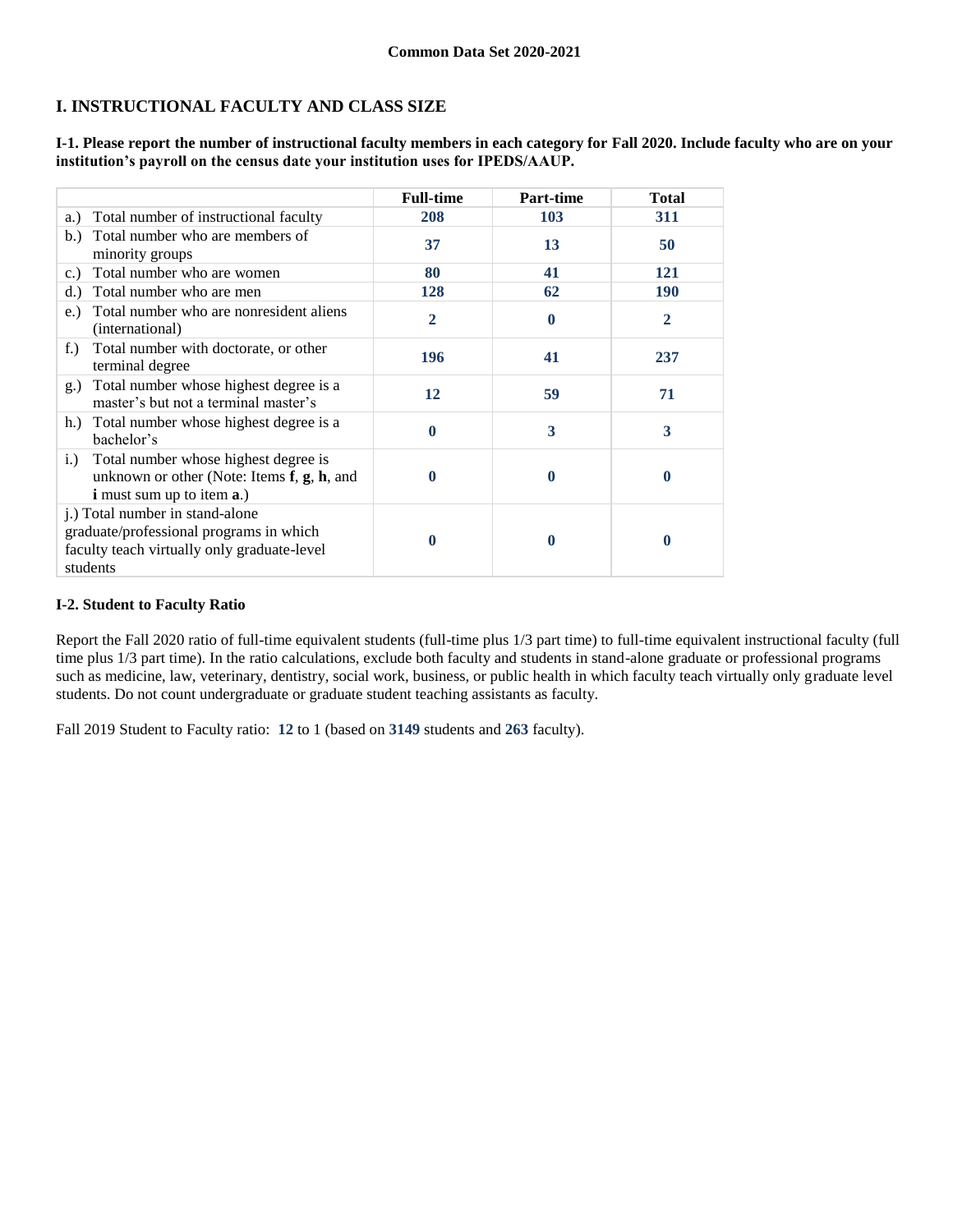Common Data Set 2020-2021

## I. INSTRUCTIONAL FACULTY AND CLASS SIZE

**I-1. Please report the number of instructional faculty members in each category for Fall 2020. Include faculty who are on your institution's payroll on the census date your institution uses for IPEDS/AAUP.**

| | Full-time | Part-time | Total |
|---|---|---|---|
| a.) Total number of instructional faculty | 208 | 103 | 311 |
| b.) Total number who are members of minority groups | 37 | 13 | 50 |
| c.) Total number who are women | 80 | 41 | 121 |
| d.) Total number who are men | 128 | 62 | 190 |
| e.) Total number who are nonresident aliens (international) | 2 | 0 | 2 |
| f.) Total number with doctorate, or other terminal degree | 196 | 41 | 237 |
| g.) Total number whose highest degree is a master's but not a terminal master's | 12 | 59 | 71 |
| h.) Total number whose highest degree is a bachelor's | 0 | 3 | 3 |
| i.) Total number whose highest degree is unknown or other (Note: Items **f**, **g**, **h**, and **i** must sum up to item **a**.) | 0 | 0 | 0 |
| j.) Total number in stand-alone graduate/professional programs in which faculty teach virtually only graduate-level students | 0 | 0 | 0 |

### I-2. Student to Faculty Ratio

Report the Fall 2020 ratio of full-time equivalent students (full-time plus 1/3 part time) to full-time equivalent instructional faculty (full time plus 1/3 part time). In the ratio calculations, exclude both faculty and students in stand-alone graduate or professional programs such as medicine, law, veterinary, dentistry, social work, business, or public health in which faculty teach virtually only graduate level students. Do not count undergraduate or graduate student teaching assistants as faculty.

Fall 2019 Student to Faculty ratio: **12** to 1 (based on **3149** students and **263** faculty).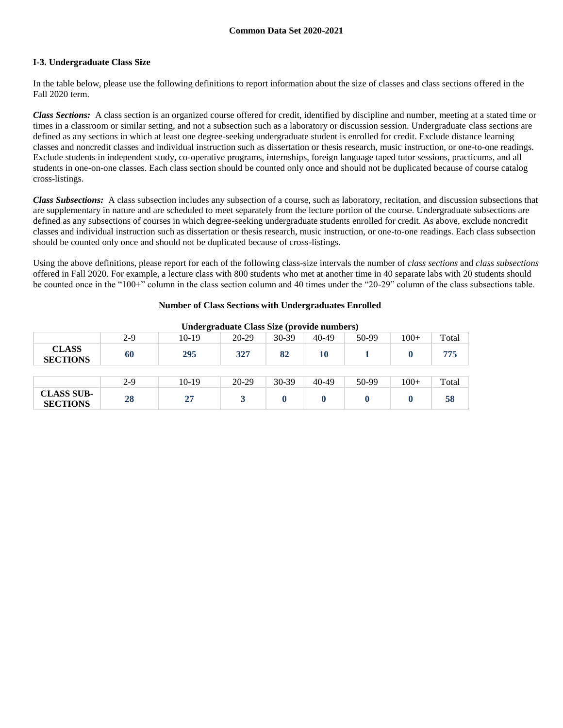**Common Data Set 2020-2021**

### I-3. Undergraduate Class Size

In the table below, please use the following definitions to report information about the size of classes and class sections offered in the Fall 2020 term.

***Class Sections:*** A class section is an organized course offered for credit, identified by discipline and number, meeting at a stated time or times in a classroom or similar setting, and not a subsection such as a laboratory or discussion session. Undergraduate class sections are defined as any sections in which at least one degree-seeking undergraduate student is enrolled for credit. Exclude distance learning classes and noncredit classes and individual instruction such as dissertation or thesis research, music instruction, or one-to-one readings. Exclude students in independent study, co-operative programs, internships, foreign language taped tutor sessions, practicums, and all students in one-on-one classes. Each class section should be counted only once and should not be duplicated because of course catalog cross-listings.

***Class Subsections:*** A class subsection includes any subsection of a course, such as laboratory, recitation, and discussion subsections that are supplementary in nature and are scheduled to meet separately from the lecture portion of the course. Undergraduate subsections are defined as any subsections of courses in which degree-seeking undergraduate students enrolled for credit. As above, exclude noncredit classes and individual instruction such as dissertation or thesis research, music instruction, or one-to-one readings. Each class subsection should be counted only once and should not be duplicated because of cross-listings.

Using the above definitions, please report for each of the following class-size intervals the number of *class sections* and *class subsections* offered in Fall 2020. For example, a lecture class with 800 students who met at another time in 40 separate labs with 20 students should be counted once in the "100+" column in the class section column and 40 times under the "20-29" column of the class subsections table.

**Number of Class Sections with Undergraduates Enrolled**

**Undergraduate Class Size (provide numbers)**

| | 2-9 | 10-19 | 20-29 | 30-39 | 40-49 | 50-99 | 100+ | Total |
|---|---|---|---|---|---|---|---|---|
| **CLASS SECTIONS** | **60** | **295** | **327** | **82** | **10** | **1** | **0** | **775** |

| | 2-9 | 10-19 | 20-29 | 30-39 | 40-49 | 50-99 | 100+ | Total |
|---|---|---|---|---|---|---|---|---|
| **CLASS SUB-SECTIONS** | **28** | **27** | **3** | **0** | **0** | **0** | **0** | **58** |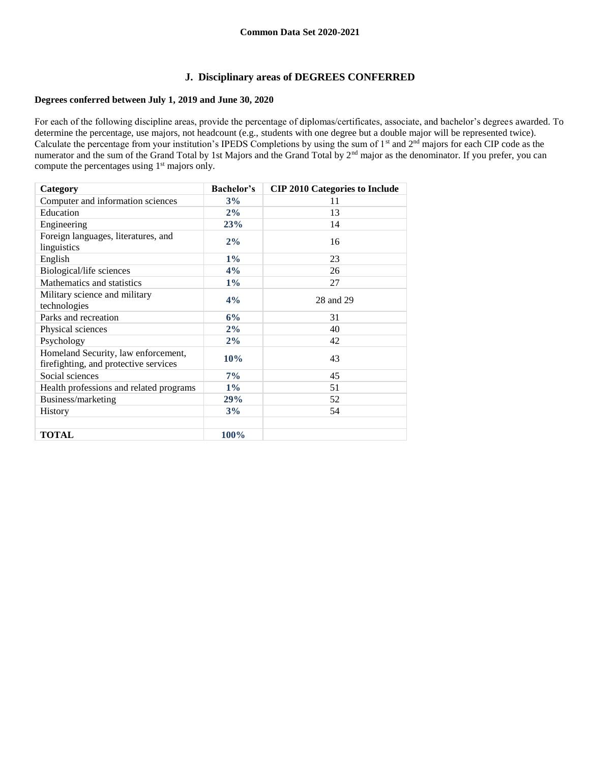## J. Disciplinary areas of DEGREES CONFERRED

**Degrees conferred between July 1, 2019 and June 30, 2020**

For each of the following discipline areas, provide the percentage of diplomas/certificates, associate, and bachelor's degrees awarded. To determine the percentage, use majors, not headcount (e.g., students with one degree but a double major will be represented twice). Calculate the percentage from your institution's IPEDS Completions by using the sum of 1st and 2nd majors for each CIP code as the numerator and the sum of the Grand Total by 1st Majors and the Grand Total by 2nd major as the denominator. If you prefer, you can compute the percentages using 1st majors only.

| Category | Bachelor's | CIP 2010 Categories to Include |
|---|---|---|
| Computer and information sciences | 3% | 11 |
| Education | 2% | 13 |
| Engineering | 23% | 14 |
| Foreign languages, literatures, and linguistics | 2% | 16 |
| English | 1% | 23 |
| Biological/life sciences | 4% | 26 |
| Mathematics and statistics | 1% | 27 |
| Military science and military technologies | 4% | 28 and 29 |
| Parks and recreation | 6% | 31 |
| Physical sciences | 2% | 40 |
| Psychology | 2% | 42 |
| Homeland Security, law enforcement, firefighting, and protective services | 10% | 43 |
| Social sciences | 7% | 45 |
| Health professions and related programs | 1% | 51 |
| Business/marketing | 29% | 52 |
| History | 3% | 54 |
| | | |
| **TOTAL** | 100% | |